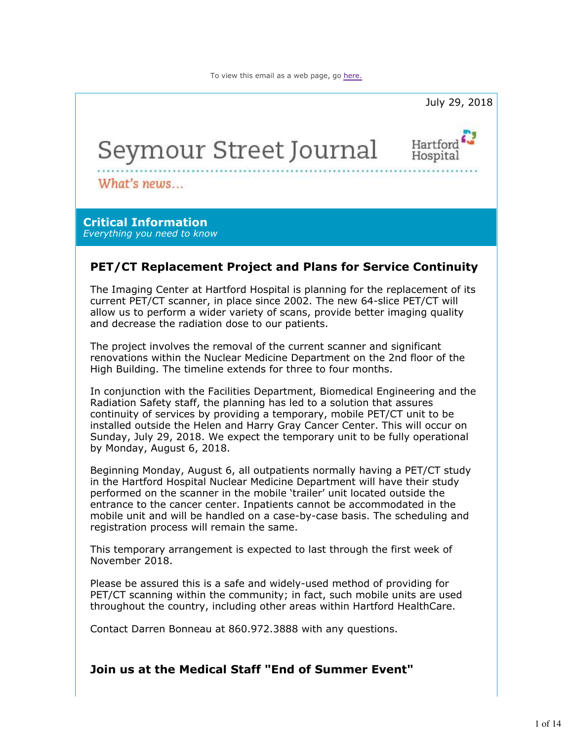To view this email as a web page, go here.

July 29, 2018

# Seymour Street Journal

Hartford Hospital

*What's news...*

## Critical Information

*Everything you need to know*

### PET/CT Replacement Project and Plans for Service Continuity

The Imaging Center at Hartford Hospital is planning for the replacement of its current PET/CT scanner, in place since 2002. The new 64-slice PET/CT will allow us to perform a wider variety of scans, provide better imaging quality and decrease the radiation dose to our patients.

The project involves the removal of the current scanner and significant renovations within the Nuclear Medicine Department on the 2nd floor of the High Building. The timeline extends for three to four months.

In conjunction with the Facilities Department, Biomedical Engineering and the Radiation Safety staff, the planning has led to a solution that assures continuity of services by providing a temporary, mobile PET/CT unit to be installed outside the Helen and Harry Gray Cancer Center. This will occur on Sunday, July 29, 2018. We expect the temporary unit to be fully operational by Monday, August 6, 2018.

Beginning Monday, August 6, all outpatients normally having a PET/CT study in the Hartford Hospital Nuclear Medicine Department will have their study performed on the scanner in the mobile 'trailer' unit located outside the entrance to the cancer center. Inpatients cannot be accommodated in the mobile unit and will be handled on a case-by-case basis. The scheduling and registration process will remain the same.

This temporary arrangement is expected to last through the first week of November 2018.

Please be assured this is a safe and widely-used method of providing for PET/CT scanning within the community; in fact, such mobile units are used throughout the country, including other areas within Hartford HealthCare.

Contact Darren Bonneau at 860.972.3888 with any questions.

### Join us at the Medical Staff "End of Summer Event"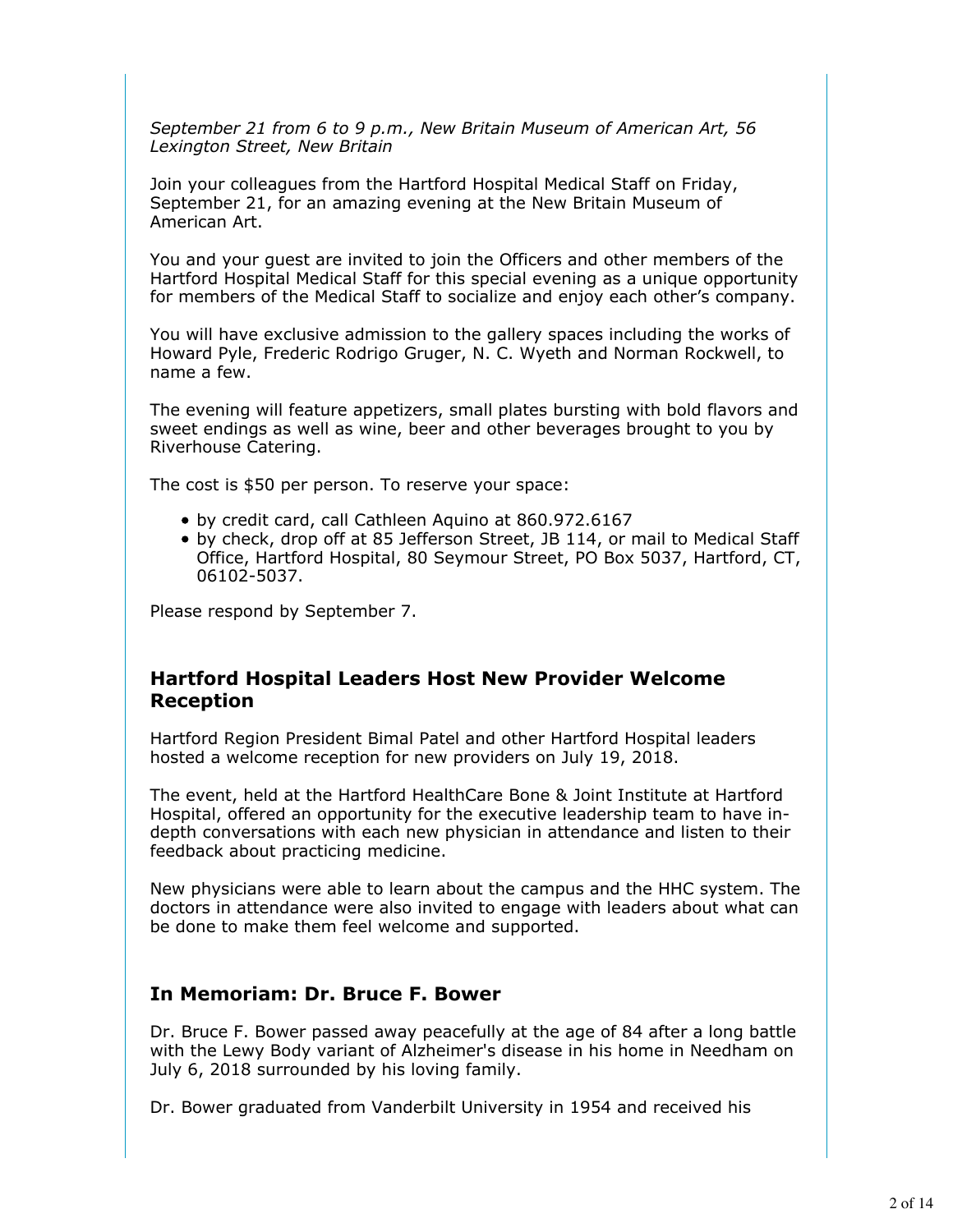*September 21 from 6 to 9 p.m., New Britain Museum of American Art, 56 Lexington Street, New Britain*

Join your colleagues from the Hartford Hospital Medical Staff on Friday, September 21, for an amazing evening at the New Britain Museum of American Art.

You and your guest are invited to join the Officers and other members of the Hartford Hospital Medical Staff for this special evening as a unique opportunity for members of the Medical Staff to socialize and enjoy each other's company.

You will have exclusive admission to the gallery spaces including the works of Howard Pyle, Frederic Rodrigo Gruger, N. C. Wyeth and Norman Rockwell, to name a few.

The evening will feature appetizers, small plates bursting with bold flavors and sweet endings as well as wine, beer and other beverages brought to you by Riverhouse Catering.

The cost is $50 per person. To reserve your space:

- by credit card, call Cathleen Aquino at 860.972.6167
- by check, drop off at 85 Jefferson Street, JB 114, or mail to Medical Staff Office, Hartford Hospital, 80 Seymour Street, PO Box 5037, Hartford, CT, 06102-5037.

Please respond by September 7.

## Hartford Hospital Leaders Host New Provider Welcome Reception

Hartford Region President Bimal Patel and other Hartford Hospital leaders hosted a welcome reception for new providers on July 19, 2018.

The event, held at the Hartford HealthCare Bone & Joint Institute at Hartford Hospital, offered an opportunity for the executive leadership team to have in-depth conversations with each new physician in attendance and listen to their feedback about practicing medicine.

New physicians were able to learn about the campus and the HHC system. The doctors in attendance were also invited to engage with leaders about what can be done to make them feel welcome and supported.

## In Memoriam: Dr. Bruce F. Bower

Dr. Bruce F. Bower passed away peacefully at the age of 84 after a long battle with the Lewy Body variant of Alzheimer's disease in his home in Needham on July 6, 2018 surrounded by his loving family.

Dr. Bower graduated from Vanderbilt University in 1954 and received his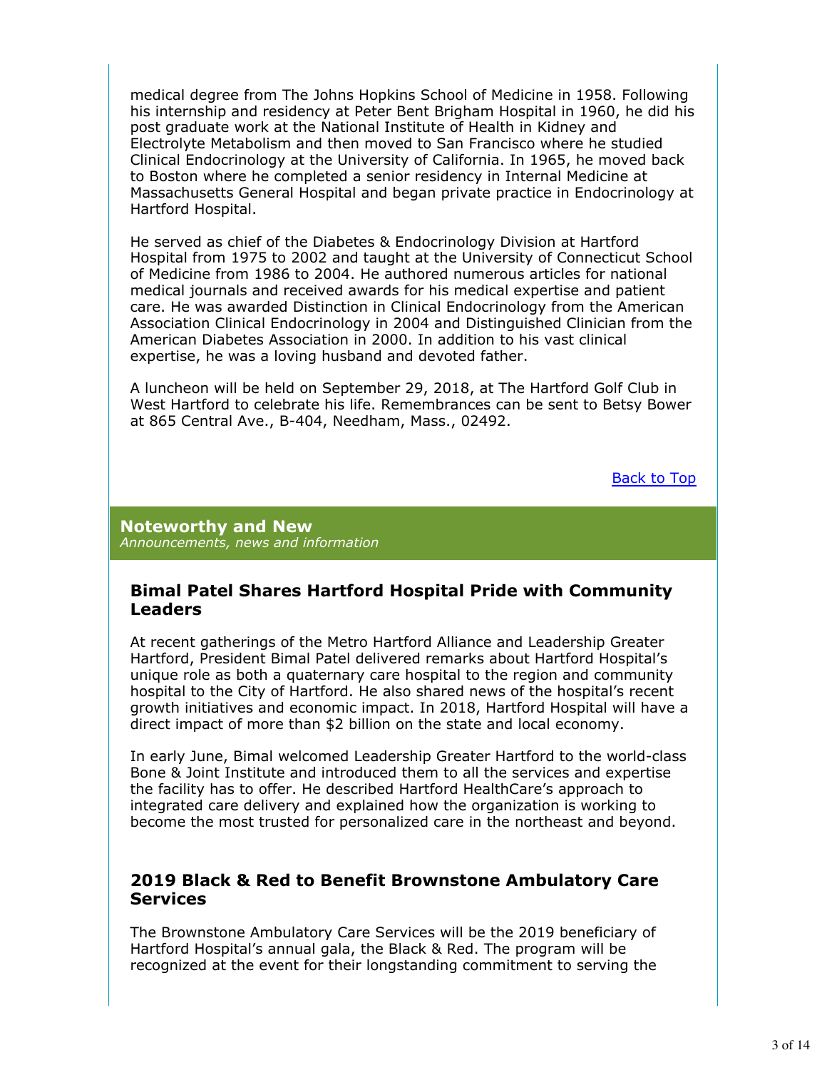medical degree from The Johns Hopkins School of Medicine in 1958. Following his internship and residency at Peter Bent Brigham Hospital in 1960, he did his post graduate work at the National Institute of Health in Kidney and Electrolyte Metabolism and then moved to San Francisco where he studied Clinical Endocrinology at the University of California. In 1965, he moved back to Boston where he completed a senior residency in Internal Medicine at Massachusetts General Hospital and began private practice in Endocrinology at Hartford Hospital.

He served as chief of the Diabetes & Endocrinology Division at Hartford Hospital from 1975 to 2002 and taught at the University of Connecticut School of Medicine from 1986 to 2004. He authored numerous articles for national medical journals and received awards for his medical expertise and patient care. He was awarded Distinction in Clinical Endocrinology from the American Association Clinical Endocrinology in 2004 and Distinguished Clinician from the American Diabetes Association in 2000. In addition to his vast clinical expertise, he was a loving husband and devoted father.

A luncheon will be held on September 29, 2018, at The Hartford Golf Club in West Hartford to celebrate his life. Remembrances can be sent to Betsy Bower at 865 Central Ave., B-404, Needham, Mass., 02492.

Back to Top

## Noteworthy and New

*Announcements, news and information*

### Bimal Patel Shares Hartford Hospital Pride with Community Leaders

At recent gatherings of the Metro Hartford Alliance and Leadership Greater Hartford, President Bimal Patel delivered remarks about Hartford Hospital's unique role as both a quaternary care hospital to the region and community hospital to the City of Hartford. He also shared news of the hospital's recent growth initiatives and economic impact. In 2018, Hartford Hospital will have a direct impact of more than $2 billion on the state and local economy.

In early June, Bimal welcomed Leadership Greater Hartford to the world-class Bone & Joint Institute and introduced them to all the services and expertise the facility has to offer. He described Hartford HealthCare's approach to integrated care delivery and explained how the organization is working to become the most trusted for personalized care in the northeast and beyond.

### 2019 Black & Red to Benefit Brownstone Ambulatory Care Services

The Brownstone Ambulatory Care Services will be the 2019 beneficiary of Hartford Hospital's annual gala, the Black & Red. The program will be recognized at the event for their longstanding commitment to serving the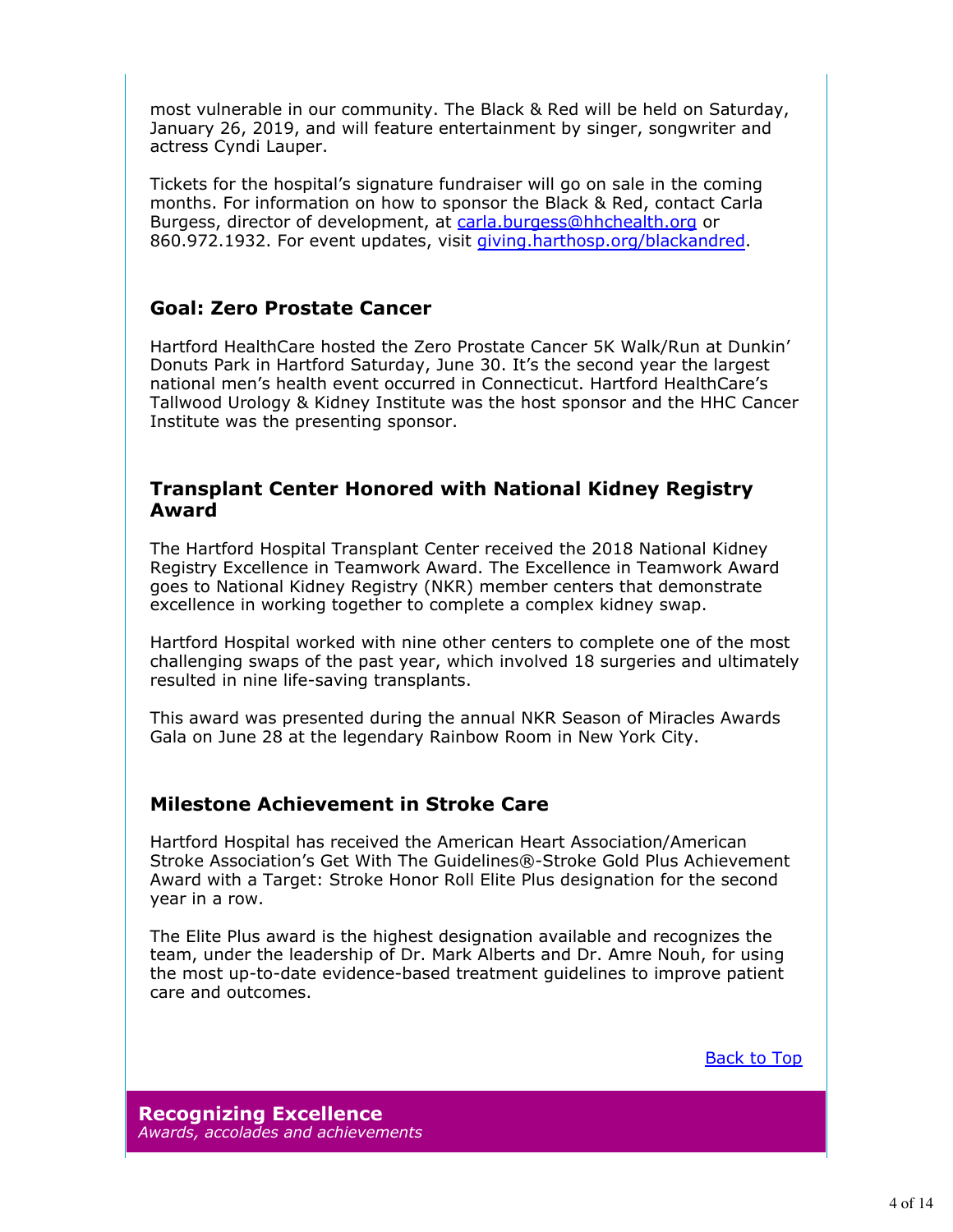most vulnerable in our community. The Black & Red will be held on Saturday, January 26, 2019, and will feature entertainment by singer, songwriter and actress Cyndi Lauper.

Tickets for the hospital's signature fundraiser will go on sale in the coming months. For information on how to sponsor the Black & Red, contact Carla Burgess, director of development, at carla.burgess@hhchealth.org or 860.972.1932. For event updates, visit giving.harthosp.org/blackandred.

## Goal: Zero Prostate Cancer

Hartford HealthCare hosted the Zero Prostate Cancer 5K Walk/Run at Dunkin' Donuts Park in Hartford Saturday, June 30. It's the second year the largest national men's health event occurred in Connecticut. Hartford HealthCare's Tallwood Urology & Kidney Institute was the host sponsor and the HHC Cancer Institute was the presenting sponsor.

## Transplant Center Honored with National Kidney Registry Award

The Hartford Hospital Transplant Center received the 2018 National Kidney Registry Excellence in Teamwork Award. The Excellence in Teamwork Award goes to National Kidney Registry (NKR) member centers that demonstrate excellence in working together to complete a complex kidney swap.

Hartford Hospital worked with nine other centers to complete one of the most challenging swaps of the past year, which involved 18 surgeries and ultimately resulted in nine life-saving transplants.

This award was presented during the annual NKR Season of Miracles Awards Gala on June 28 at the legendary Rainbow Room in New York City.

## Milestone Achievement in Stroke Care

Hartford Hospital has received the American Heart Association/American Stroke Association's Get With The Guidelines®-Stroke Gold Plus Achievement Award with a Target: Stroke Honor Roll Elite Plus designation for the second year in a row.

The Elite Plus award is the highest designation available and recognizes the team, under the leadership of Dr. Mark Alberts and Dr. Amre Nouh, for using the most up-to-date evidence-based treatment guidelines to improve patient care and outcomes.

Back to Top

## Recognizing Excellence

*Awards, accolades and achievements*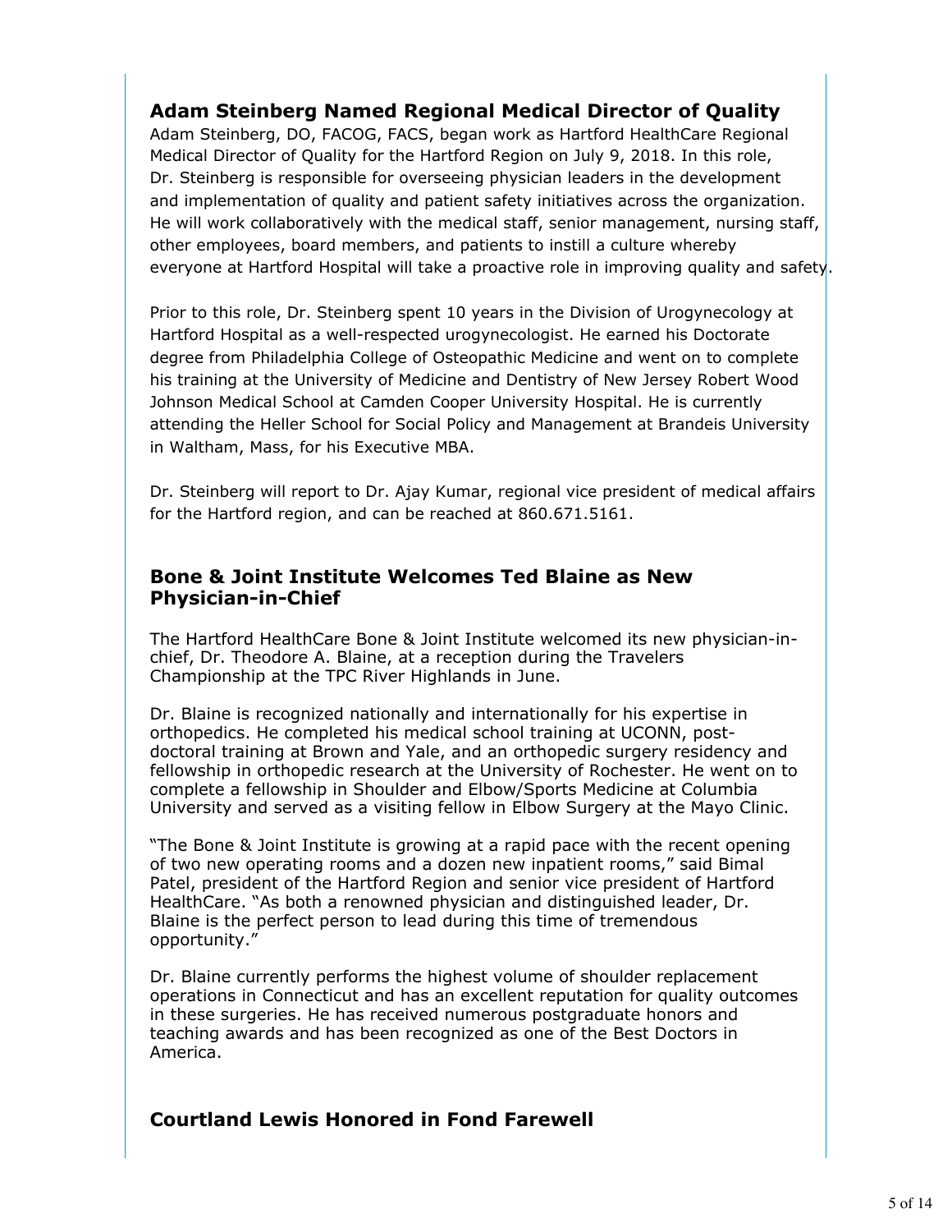## Adam Steinberg Named Regional Medical Director of Quality

Adam Steinberg, DO, FACOG, FACS, began work as Hartford HealthCare Regional Medical Director of Quality for the Hartford Region on July 9, 2018. In this role, Dr. Steinberg is responsible for overseeing physician leaders in the development and implementation of quality and patient safety initiatives across the organization. He will work collaboratively with the medical staff, senior management, nursing staff, other employees, board members, and patients to instill a culture whereby everyone at Hartford Hospital will take a proactive role in improving quality and safety.

Prior to this role, Dr. Steinberg spent 10 years in the Division of Urogynecology at Hartford Hospital as a well-respected urogynecologist. He earned his Doctorate degree from Philadelphia College of Osteopathic Medicine and went on to complete his training at the University of Medicine and Dentistry of New Jersey Robert Wood Johnson Medical School at Camden Cooper University Hospital. He is currently attending the Heller School for Social Policy and Management at Brandeis University in Waltham, Mass, for his Executive MBA.

Dr. Steinberg will report to Dr. Ajay Kumar, regional vice president of medical affairs for the Hartford region, and can be reached at 860.671.5161.

## Bone & Joint Institute Welcomes Ted Blaine as New Physician-in-Chief

The Hartford HealthCare Bone & Joint Institute welcomed its new physician-in-chief, Dr. Theodore A. Blaine, at a reception during the Travelers Championship at the TPC River Highlands in June.

Dr. Blaine is recognized nationally and internationally for his expertise in orthopedics. He completed his medical school training at UCONN, post-doctoral training at Brown and Yale, and an orthopedic surgery residency and fellowship in orthopedic research at the University of Rochester. He went on to complete a fellowship in Shoulder and Elbow/Sports Medicine at Columbia University and served as a visiting fellow in Elbow Surgery at the Mayo Clinic.

"The Bone & Joint Institute is growing at a rapid pace with the recent opening of two new operating rooms and a dozen new inpatient rooms," said Bimal Patel, president of the Hartford Region and senior vice president of Hartford HealthCare. "As both a renowned physician and distinguished leader, Dr. Blaine is the perfect person to lead during this time of tremendous opportunity."

Dr. Blaine currently performs the highest volume of shoulder replacement operations in Connecticut and has an excellent reputation for quality outcomes in these surgeries. He has received numerous postgraduate honors and teaching awards and has been recognized as one of the Best Doctors in America.

## Courtland Lewis Honored in Fond Farewell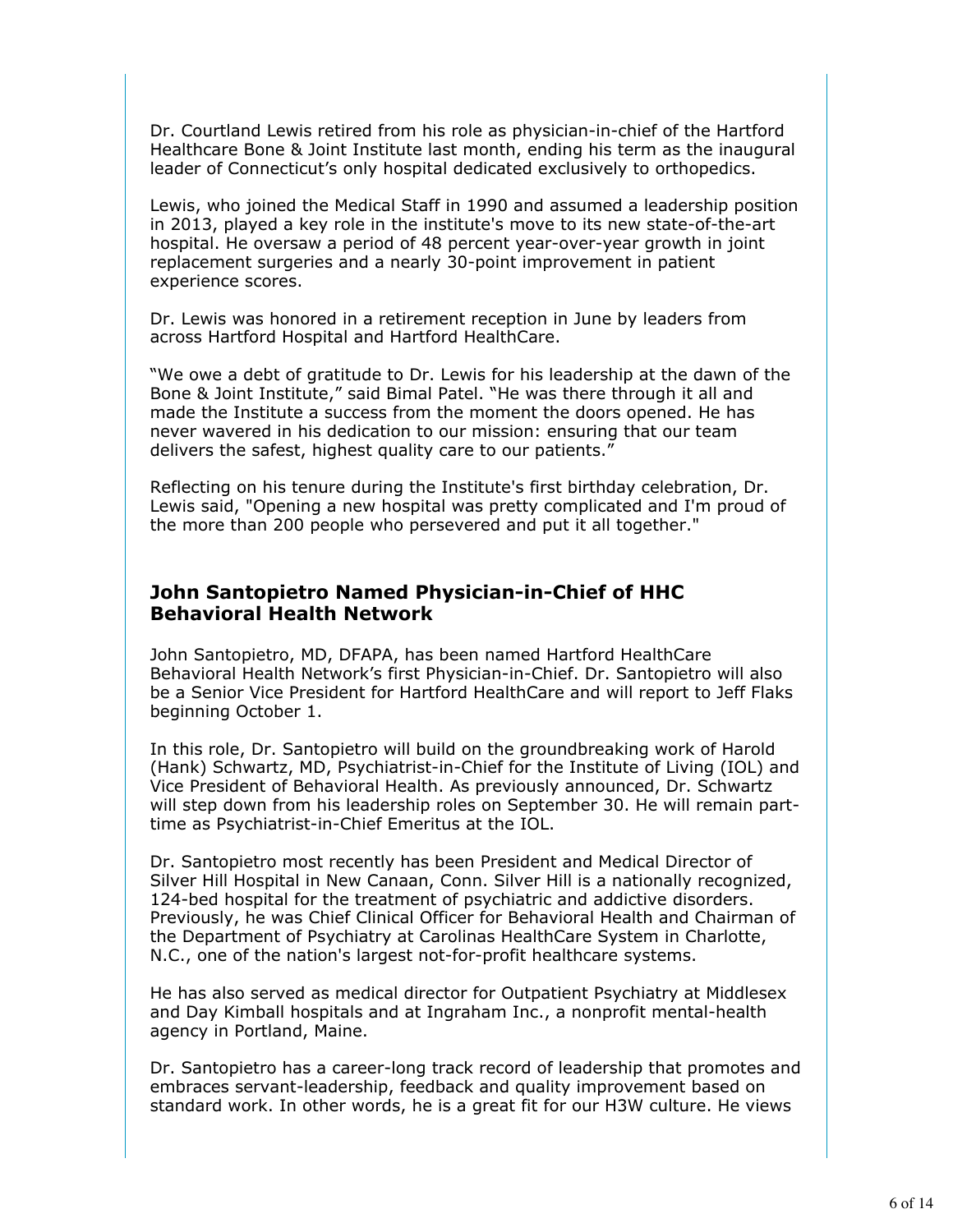Dr. Courtland Lewis retired from his role as physician-in-chief of the Hartford Healthcare Bone & Joint Institute last month, ending his term as the inaugural leader of Connecticut's only hospital dedicated exclusively to orthopedics.

Lewis, who joined the Medical Staff in 1990 and assumed a leadership position in 2013, played a key role in the institute's move to its new state-of-the-art hospital. He oversaw a period of 48 percent year-over-year growth in joint replacement surgeries and a nearly 30-point improvement in patient experience scores.

Dr. Lewis was honored in a retirement reception in June by leaders from across Hartford Hospital and Hartford HealthCare.

"We owe a debt of gratitude to Dr. Lewis for his leadership at the dawn of the Bone & Joint Institute," said Bimal Patel. "He was there through it all and made the Institute a success from the moment the doors opened. He has never wavered in his dedication to our mission: ensuring that our team delivers the safest, highest quality care to our patients."

Reflecting on his tenure during the Institute's first birthday celebration, Dr. Lewis said, "Opening a new hospital was pretty complicated and I'm proud of the more than 200 people who persevered and put it all together."

## John Santopietro Named Physician-in-Chief of HHC Behavioral Health Network

John Santopietro, MD, DFAPA, has been named Hartford HealthCare Behavioral Health Network's first Physician-in-Chief. Dr. Santopietro will also be a Senior Vice President for Hartford HealthCare and will report to Jeff Flaks beginning October 1.

In this role, Dr. Santopietro will build on the groundbreaking work of Harold (Hank) Schwartz, MD, Psychiatrist-in-Chief for the Institute of Living (IOL) and Vice President of Behavioral Health. As previously announced, Dr. Schwartz will step down from his leadership roles on September 30. He will remain part-time as Psychiatrist-in-Chief Emeritus at the IOL.

Dr. Santopietro most recently has been President and Medical Director of Silver Hill Hospital in New Canaan, Conn. Silver Hill is a nationally recognized, 124-bed hospital for the treatment of psychiatric and addictive disorders. Previously, he was Chief Clinical Officer for Behavioral Health and Chairman of the Department of Psychiatry at Carolinas HealthCare System in Charlotte, N.C., one of the nation's largest not-for-profit healthcare systems.

He has also served as medical director for Outpatient Psychiatry at Middlesex and Day Kimball hospitals and at Ingraham Inc., a nonprofit mental-health agency in Portland, Maine.

Dr. Santopietro has a career-long track record of leadership that promotes and embraces servant-leadership, feedback and quality improvement based on standard work. In other words, he is a great fit for our H3W culture. He views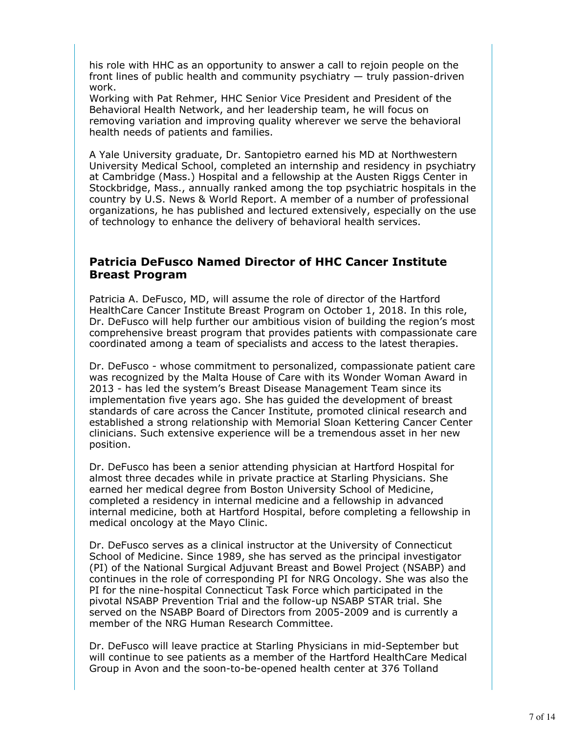his role with HHC as an opportunity to answer a call to rejoin people on the front lines of public health and community psychiatry — truly passion-driven work.
Working with Pat Rehmer, HHC Senior Vice President and President of the Behavioral Health Network, and her leadership team, he will focus on removing variation and improving quality wherever we serve the behavioral health needs of patients and families.

A Yale University graduate, Dr. Santopietro earned his MD at Northwestern University Medical School, completed an internship and residency in psychiatry at Cambridge (Mass.) Hospital and a fellowship at the Austen Riggs Center in Stockbridge, Mass., annually ranked among the top psychiatric hospitals in the country by U.S. News & World Report. A member of a number of professional organizations, he has published and lectured extensively, especially on the use of technology to enhance the delivery of behavioral health services.

## Patricia DeFusco Named Director of HHC Cancer Institute Breast Program

Patricia A. DeFusco, MD, will assume the role of director of the Hartford HealthCare Cancer Institute Breast Program on October 1, 2018. In this role, Dr. DeFusco will help further our ambitious vision of building the region's most comprehensive breast program that provides patients with compassionate care coordinated among a team of specialists and access to the latest therapies.

Dr. DeFusco - whose commitment to personalized, compassionate patient care was recognized by the Malta House of Care with its Wonder Woman Award in 2013 - has led the system's Breast Disease Management Team since its implementation five years ago. She has guided the development of breast standards of care across the Cancer Institute, promoted clinical research and established a strong relationship with Memorial Sloan Kettering Cancer Center clinicians. Such extensive experience will be a tremendous asset in her new position.

Dr. DeFusco has been a senior attending physician at Hartford Hospital for almost three decades while in private practice at Starling Physicians. She earned her medical degree from Boston University School of Medicine, completed a residency in internal medicine and a fellowship in advanced internal medicine, both at Hartford Hospital, before completing a fellowship in medical oncology at the Mayo Clinic.

Dr. DeFusco serves as a clinical instructor at the University of Connecticut School of Medicine. Since 1989, she has served as the principal investigator (PI) of the National Surgical Adjuvant Breast and Bowel Project (NSABP) and continues in the role of corresponding PI for NRG Oncology. She was also the PI for the nine-hospital Connecticut Task Force which participated in the pivotal NSABP Prevention Trial and the follow-up NSABP STAR trial. She served on the NSABP Board of Directors from 2005-2009 and is currently a member of the NRG Human Research Committee.

Dr. DeFusco will leave practice at Starling Physicians in mid-September but will continue to see patients as a member of the Hartford HealthCare Medical Group in Avon and the soon-to-be-opened health center at 376 Tolland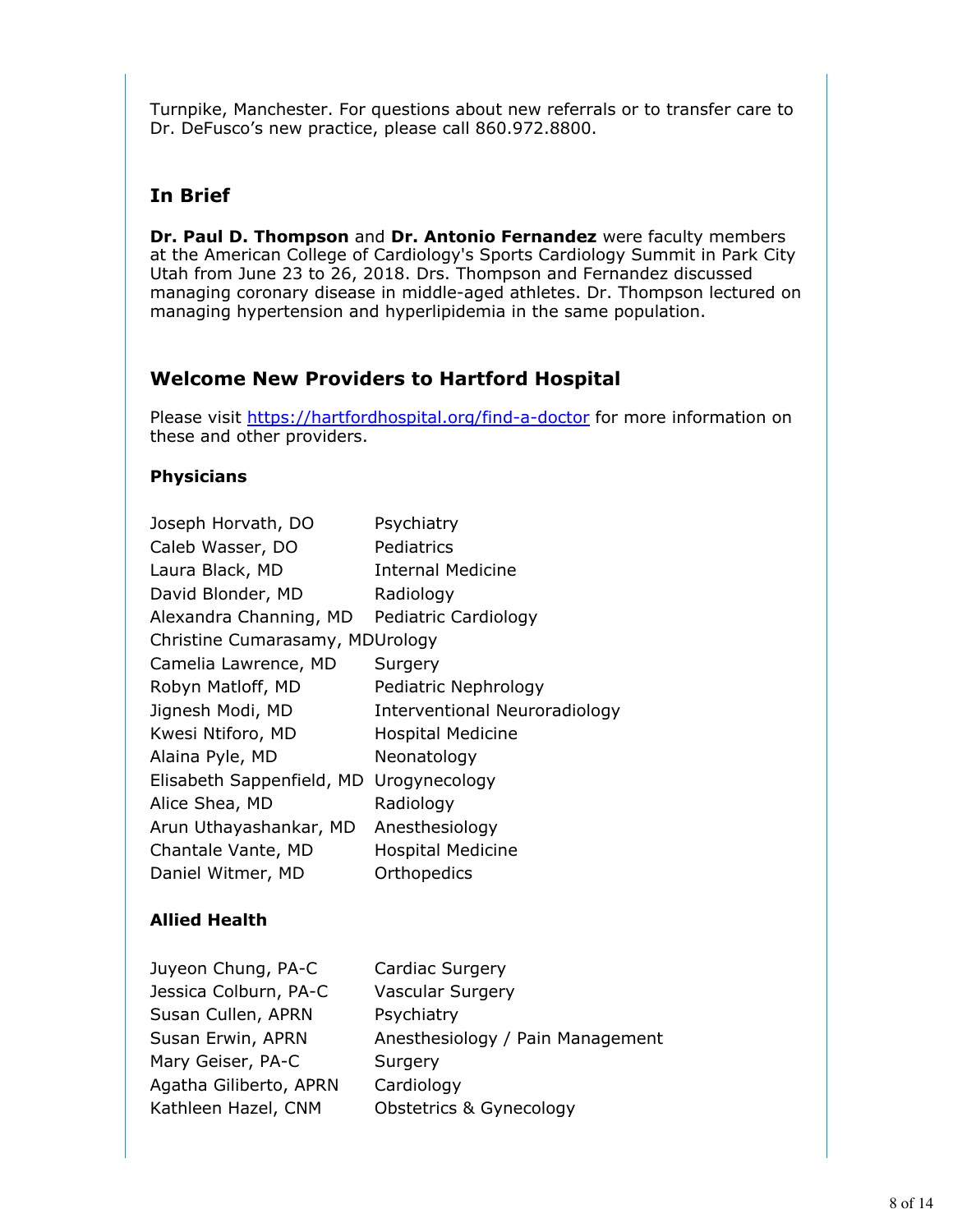Turnpike, Manchester. For questions about new referrals or to transfer care to Dr. DeFusco's new practice, please call 860.972.8800.

## In Brief

**Dr. Paul D. Thompson** and **Dr. Antonio Fernandez** were faculty members at the American College of Cardiology's Sports Cardiology Summit in Park City Utah from June 23 to 26, 2018. Drs. Thompson and Fernandez discussed managing coronary disease in middle-aged athletes. Dr. Thompson lectured on managing hypertension and hyperlipidemia in the same population.

## Welcome New Providers to Hartford Hospital

Please visit https://hartfordhospital.org/find-a-doctor for more information on these and other providers.

### Physicians

| | |
|---|---|
| Joseph Horvath, DO | Psychiatry |
| Caleb Wasser, DO | Pediatrics |
| Laura Black, MD | Internal Medicine |
| David Blonder, MD | Radiology |
| Alexandra Channing, MD | Pediatric Cardiology |
| Christine Cumarasamy, MD | Urology |
| Camelia Lawrence, MD | Surgery |
| Robyn Matloff, MD | Pediatric Nephrology |
| Jignesh Modi, MD | Interventional Neuroradiology |
| Kwesi Ntiforo, MD | Hospital Medicine |
| Alaina Pyle, MD | Neonatology |
| Elisabeth Sappenfield, MD | Urogynecology |
| Alice Shea, MD | Radiology |
| Arun Uthayashankar, MD | Anesthesiology |
| Chantale Vante, MD | Hospital Medicine |
| Daniel Witmer, MD | Orthopedics |

### Allied Health

| | |
|---|---|
| Juyeon Chung, PA-C | Cardiac Surgery |
| Jessica Colburn, PA-C | Vascular Surgery |
| Susan Cullen, APRN | Psychiatry |
| Susan Erwin, APRN | Anesthesiology / Pain Management |
| Mary Geiser, PA-C | Surgery |
| Agatha Giliberto, APRN | Cardiology |
| Kathleen Hazel, CNM | Obstetrics & Gynecology |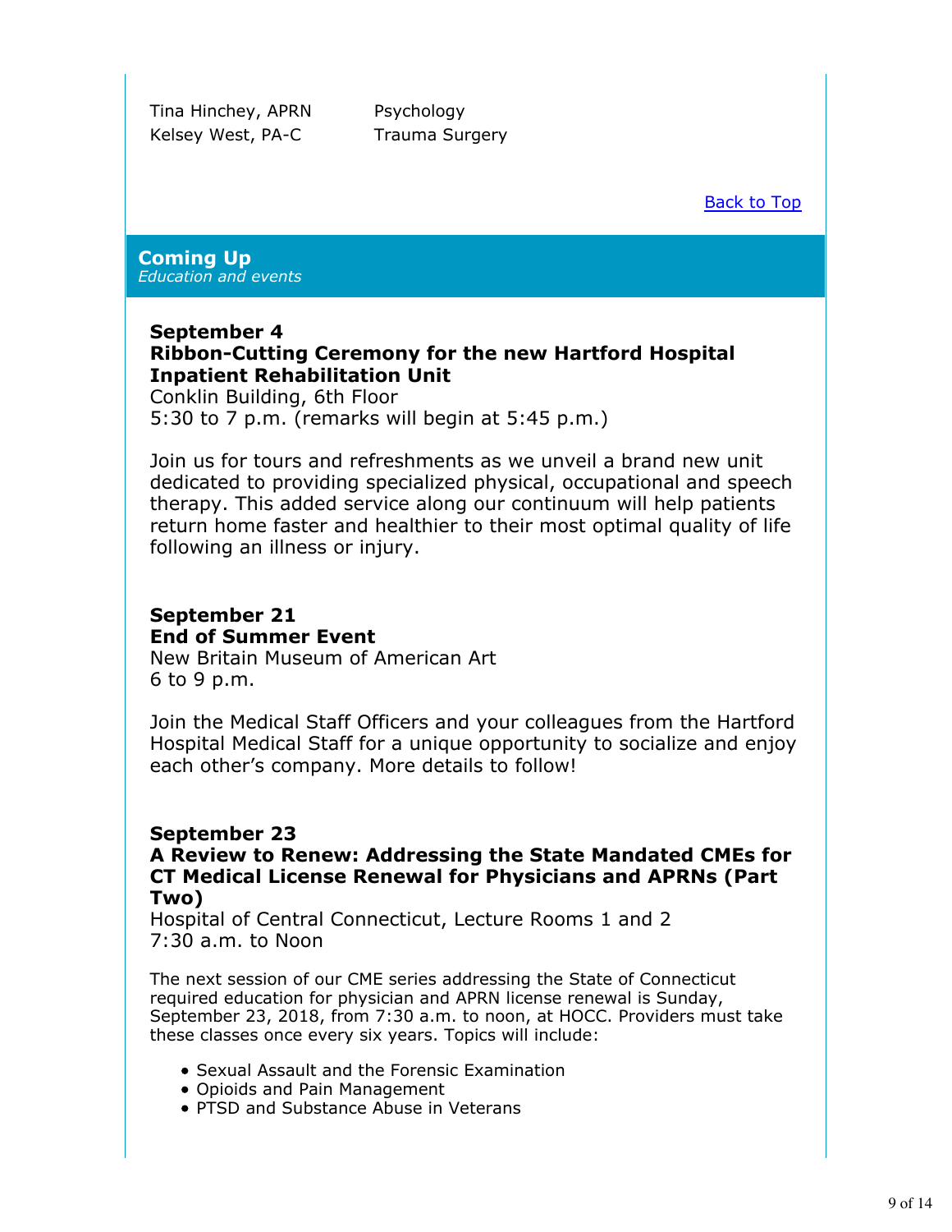| | |
|---|---|
| Tina Hinchey, APRN | Psychology |
| Kelsey West, PA-C | Trauma Surgery |

Back to Top

## Coming Up
*Education and events*

**September 4**
**Ribbon-Cutting Ceremony for the new Hartford Hospital Inpatient Rehabilitation Unit**
Conklin Building, 6th Floor
5:30 to 7 p.m. (remarks will begin at 5:45 p.m.)

Join us for tours and refreshments as we unveil a brand new unit dedicated to providing specialized physical, occupational and speech therapy. This added service along our continuum will help patients return home faster and healthier to their most optimal quality of life following an illness or injury.

**September 21**
**End of Summer Event**
New Britain Museum of American Art
6 to 9 p.m.

Join the Medical Staff Officers and your colleagues from the Hartford Hospital Medical Staff for a unique opportunity to socialize and enjoy each other's company. More details to follow!

**September 23**
**A Review to Renew: Addressing the State Mandated CMEs for CT Medical License Renewal for Physicians and APRNs (Part Two)**
Hospital of Central Connecticut, Lecture Rooms 1 and 2
7:30 a.m. to Noon

The next session of our CME series addressing the State of Connecticut required education for physician and APRN license renewal is Sunday, September 23, 2018, from 7:30 a.m. to noon, at HOCC. Providers must take these classes once every six years. Topics will include:

- Sexual Assault and the Forensic Examination
- Opioids and Pain Management
- PTSD and Substance Abuse in Veterans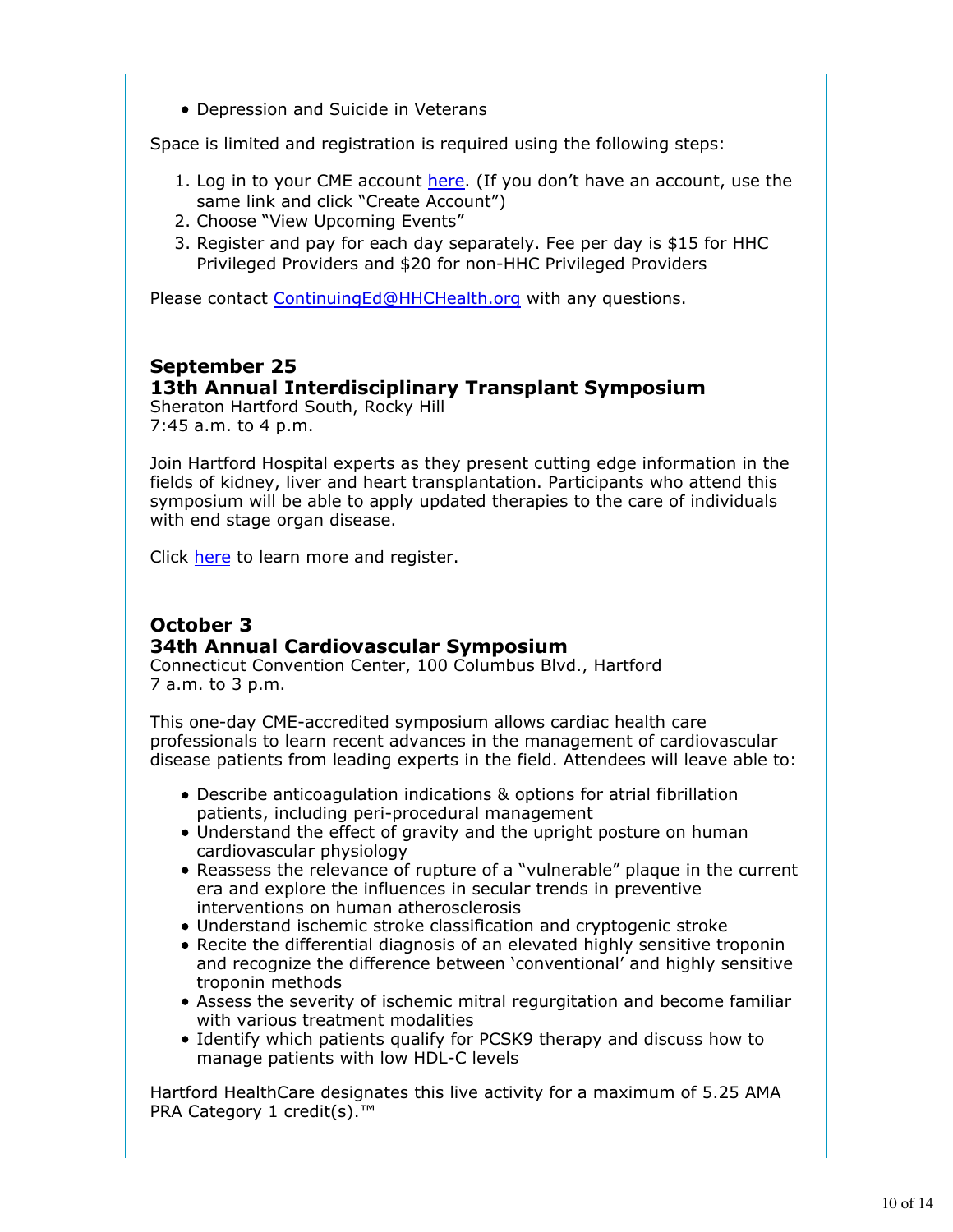- Depression and Suicide in Veterans

Space is limited and registration is required using the following steps:

1. Log in to your CME account here. (If you don't have an account, use the same link and click "Create Account")
2. Choose "View Upcoming Events"
3. Register and pay for each day separately. Fee per day is $15 for HHC Privileged Providers and $20 for non-HHC Privileged Providers

Please contact ContinuingEd@HHCHealth.org with any questions.

### September 25
### 13th Annual Interdisciplinary Transplant Symposium

Sheraton Hartford South, Rocky Hill
7:45 a.m. to 4 p.m.

Join Hartford Hospital experts as they present cutting edge information in the fields of kidney, liver and heart transplantation. Participants who attend this symposium will be able to apply updated therapies to the care of individuals with end stage organ disease.

Click here to learn more and register.

### October 3
### 34th Annual Cardiovascular Symposium

Connecticut Convention Center, 100 Columbus Blvd., Hartford
7 a.m. to 3 p.m.

This one-day CME-accredited symposium allows cardiac health care professionals to learn recent advances in the management of cardiovascular disease patients from leading experts in the field. Attendees will leave able to:

- Describe anticoagulation indications & options for atrial fibrillation patients, including peri-procedural management
- Understand the effect of gravity and the upright posture on human cardiovascular physiology
- Reassess the relevance of rupture of a "vulnerable" plaque in the current era and explore the influences in secular trends in preventive interventions on human atherosclerosis
- Understand ischemic stroke classification and cryptogenic stroke
- Recite the differential diagnosis of an elevated highly sensitive troponin and recognize the difference between 'conventional' and highly sensitive troponin methods
- Assess the severity of ischemic mitral regurgitation and become familiar with various treatment modalities
- Identify which patients qualify for PCSK9 therapy and discuss how to manage patients with low HDL-C levels

Hartford HealthCare designates this live activity for a maximum of 5.25 AMA PRA Category 1 credit(s).™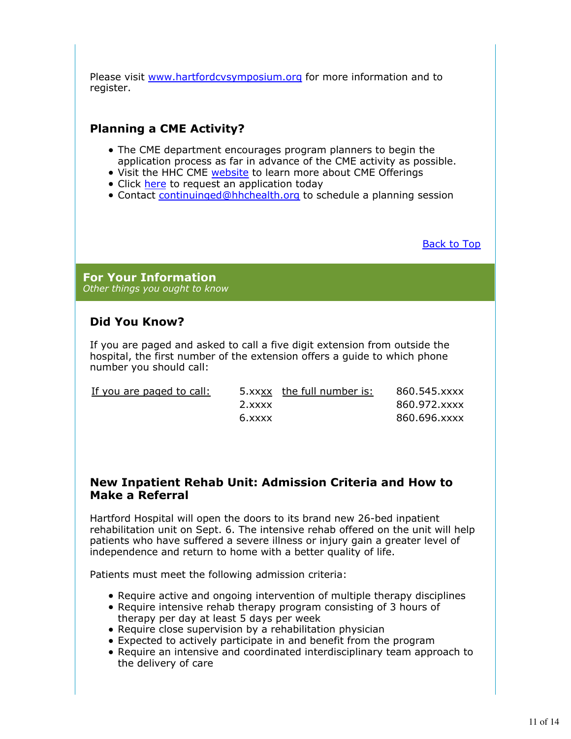Please visit www.hartfordcvsymposium.org for more information and to register.

### Planning a CME Activity?

- The CME department encourages program planners to begin the application process as far in advance of the CME activity as possible.
- Visit the HHC CME website to learn more about CME Offerings
- Click here to request an application today
- Contact continuinged@hhchealth.org to schedule a planning session

Back to Top

## For Your Information

*Other things you ought to know*

### Did You Know?

If you are paged and asked to call a five digit extension from outside the hospital, the first number of the extension offers a guide to which phone number you should call:

| If you are paged to call: | | the full number is: | |
|---|---|---|---|
| | 5.xxxx | | 860.545.xxxx |
| | 2.xxxx | | 860.972.xxxx |
| | 6.xxxx | | 860.696.xxxx |

### New Inpatient Rehab Unit: Admission Criteria and How to Make a Referral

Hartford Hospital will open the doors to its brand new 26-bed inpatient rehabilitation unit on Sept. 6. The intensive rehab offered on the unit will help patients who have suffered a severe illness or injury gain a greater level of independence and return to home with a better quality of life.

Patients must meet the following admission criteria:

- Require active and ongoing intervention of multiple therapy disciplines
- Require intensive rehab therapy program consisting of 3 hours of therapy per day at least 5 days per week
- Require close supervision by a rehabilitation physician
- Expected to actively participate in and benefit from the program
- Require an intensive and coordinated interdisciplinary team approach to the delivery of care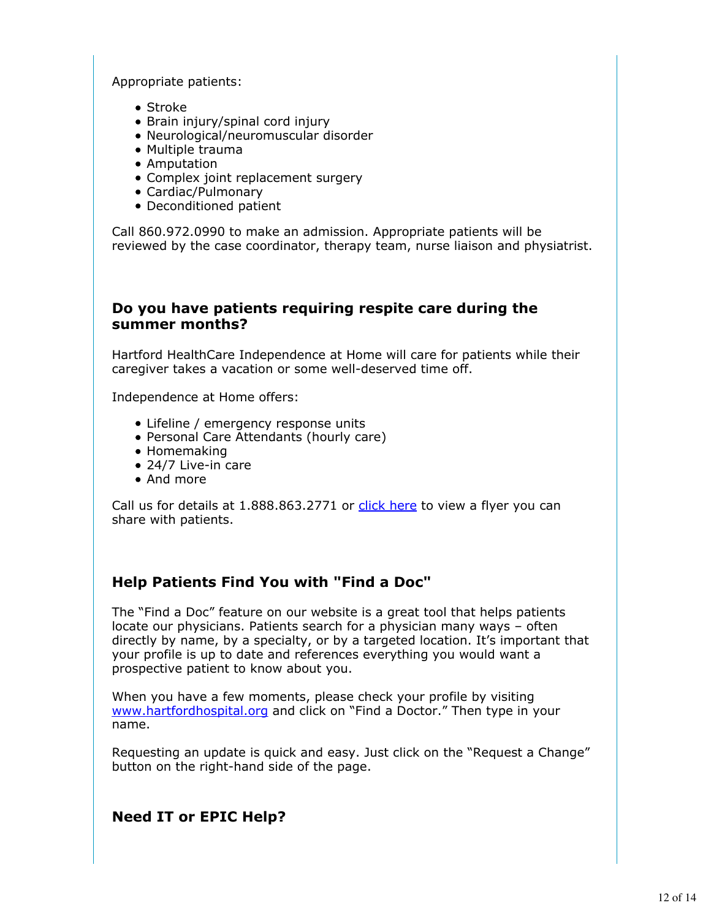Appropriate patients:

- Stroke
- Brain injury/spinal cord injury
- Neurological/neuromuscular disorder
- Multiple trauma
- Amputation
- Complex joint replacement surgery
- Cardiac/Pulmonary
- Deconditioned patient

Call 860.972.0990 to make an admission. Appropriate patients will be reviewed by the case coordinator, therapy team, nurse liaison and physiatrist.

## Do you have patients requiring respite care during the summer months?

Hartford HealthCare Independence at Home will care for patients while their caregiver takes a vacation or some well-deserved time off.

Independence at Home offers:

- Lifeline / emergency response units
- Personal Care Attendants (hourly care)
- Homemaking
- 24/7 Live-in care
- And more

Call us for details at 1.888.863.2771 or click here to view a flyer you can share with patients.

## Help Patients Find You with "Find a Doc"

The "Find a Doc" feature on our website is a great tool that helps patients locate our physicians. Patients search for a physician many ways – often directly by name, by a specialty, or by a targeted location. It's important that your profile is up to date and references everything you would want a prospective patient to know about you.

When you have a few moments, please check your profile by visiting www.hartfordhospital.org and click on "Find a Doctor." Then type in your name.

Requesting an update is quick and easy. Just click on the "Request a Change" button on the right-hand side of the page.

## Need IT or EPIC Help?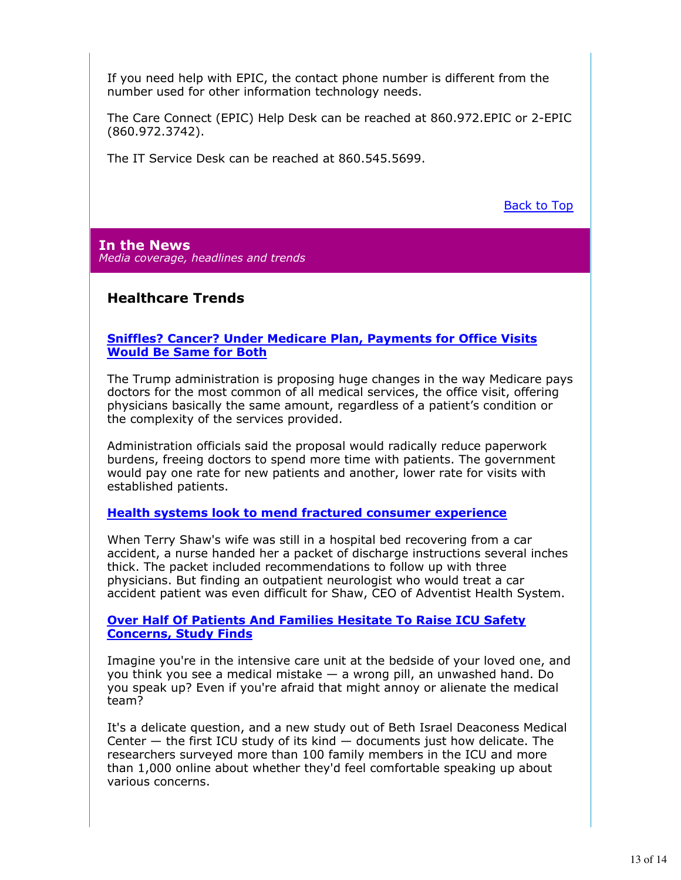If you need help with EPIC, the contact phone number is different from the number used for other information technology needs.

The Care Connect (EPIC) Help Desk can be reached at 860.972.EPIC or 2-EPIC (860.972.3742).

The IT Service Desk can be reached at 860.545.5699.

Back to Top

## In the News

*Media coverage, headlines and trends*

### Healthcare Trends

**Sniffles? Cancer? Under Medicare Plan, Payments for Office Visits Would Be Same for Both**

The Trump administration is proposing huge changes in the way Medicare pays doctors for the most common of all medical services, the office visit, offering physicians basically the same amount, regardless of a patient's condition or the complexity of the services provided.

Administration officials said the proposal would radically reduce paperwork burdens, freeing doctors to spend more time with patients. The government would pay one rate for new patients and another, lower rate for visits with established patients.

**Health systems look to mend fractured consumer experience**

When Terry Shaw's wife was still in a hospital bed recovering from a car accident, a nurse handed her a packet of discharge instructions several inches thick. The packet included recommendations to follow up with three physicians. But finding an outpatient neurologist who would treat a car accident patient was even difficult for Shaw, CEO of Adventist Health System.

**Over Half Of Patients And Families Hesitate To Raise ICU Safety Concerns, Study Finds**

Imagine you're in the intensive care unit at the bedside of your loved one, and you think you see a medical mistake — a wrong pill, an unwashed hand. Do you speak up? Even if you're afraid that might annoy or alienate the medical team?

It's a delicate question, and a new study out of Beth Israel Deaconess Medical Center — the first ICU study of its kind — documents just how delicate. The researchers surveyed more than 100 family members in the ICU and more than 1,000 online about whether they'd feel comfortable speaking up about various concerns.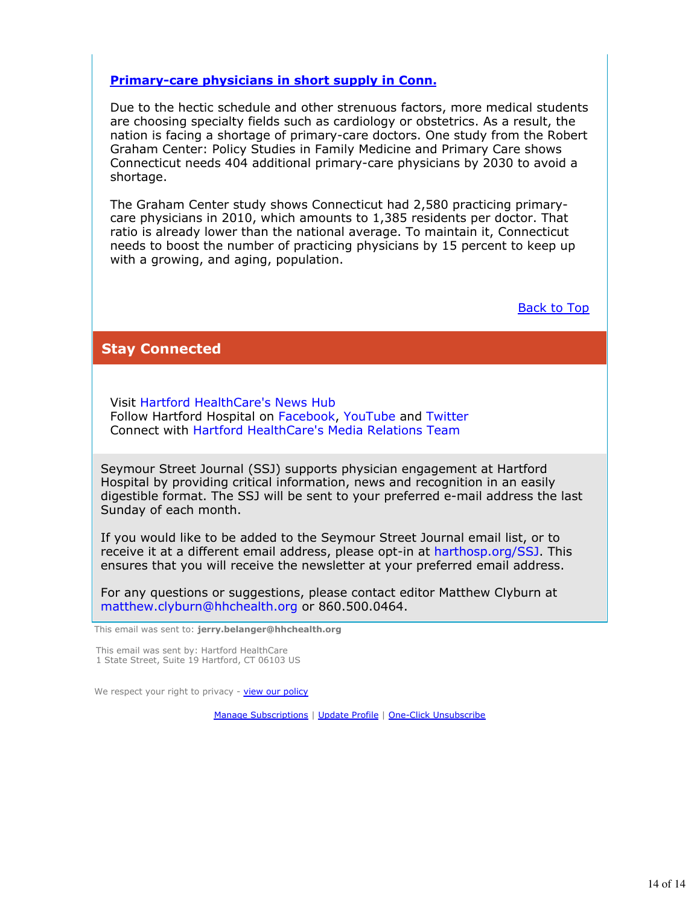### [Primary-care physicians in short supply in Conn.]

Due to the hectic schedule and other strenuous factors, more medical students are choosing specialty fields such as cardiology or obstetrics. As a result, the nation is facing a shortage of primary-care doctors. One study from the Robert Graham Center: Policy Studies in Family Medicine and Primary Care shows Connecticut needs 404 additional primary-care physicians by 2030 to avoid a shortage.

The Graham Center study shows Connecticut had 2,580 practicing primary-care physicians in 2010, which amounts to 1,385 residents per doctor. That ratio is already lower than the national average. To maintain it, Connecticut needs to boost the number of practicing physicians by 15 percent to keep up with a growing, and aging, population.

Back to Top

## Stay Connected

Visit Hartford HealthCare's News Hub
Follow Hartford Hospital on Facebook, YouTube and Twitter
Connect with Hartford HealthCare's Media Relations Team

Seymour Street Journal (SSJ) supports physician engagement at Hartford Hospital by providing critical information, news and recognition in an easily digestible format. The SSJ will be sent to your preferred e-mail address the last Sunday of each month.

If you would like to be added to the Seymour Street Journal email list, or to receive it at a different email address, please opt-in at harthosp.org/SSJ. This ensures that you will receive the newsletter at your preferred email address.

For any questions or suggestions, please contact editor Matthew Clyburn at matthew.clyburn@hhchealth.org or 860.500.0464.

This email was sent to: **jerry.belanger@hhchealth.org**

This email was sent by: Hartford HealthCare
1 State Street, Suite 19 Hartford, CT 06103 US

We respect your right to privacy - view our policy

Manage Subscriptions | Update Profile | One-Click Unsubscribe